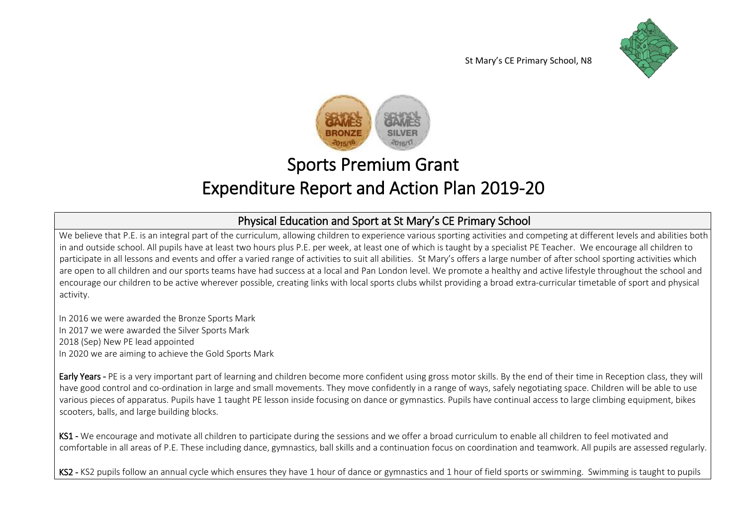St Mary's CE Primary School, N8

# Sports Premium Grant
# Expenditure Report and Action Plan 2019-20

## Physical Education and Sport at St Mary's CE Primary School

We believe that P.E. is an integral part of the curriculum, allowing children to experience various sporting activities and competing at different levels and abilities both in and outside school. All pupils have at least two hours plus P.E. per week, at least one of which is taught by a specialist PE Teacher. We encourage all children to participate in all lessons and events and offer a varied range of activities to suit all abilities. St Mary's offers a large number of after school sporting activities which are open to all children and our sports teams have had success at a local and Pan London level. We promote a healthy and active lifestyle throughout the school and encourage our children to be active wherever possible, creating links with local sports clubs whilst providing a broad extra-curricular timetable of sport and physical activity.

In 2016 we were awarded the Bronze Sports Mark
In 2017 we were awarded the Silver Sports Mark
2018 (Sep) New PE lead appointed
In 2020 we are aiming to achieve the Gold Sports Mark

**Early Years -** PE is a very important part of learning and children become more confident using gross motor skills. By the end of their time in Reception class, they will have good control and co-ordination in large and small movements. They move confidently in a range of ways, safely negotiating space. Children will be able to use various pieces of apparatus. Pupils have 1 taught PE lesson inside focusing on dance or gymnastics. Pupils have continual access to large climbing equipment, bikes scooters, balls, and large building blocks.

**KS1 -** We encourage and motivate all children to participate during the sessions and we offer a broad curriculum to enable all children to feel motivated and comfortable in all areas of P.E. These including dance, gymnastics, ball skills and a continuation focus on coordination and teamwork. All pupils are assessed regularly.

**KS2 -** KS2 pupils follow an annual cycle which ensures they have 1 hour of dance or gymnastics and 1 hour of field sports or swimming. Swimming is taught to pupils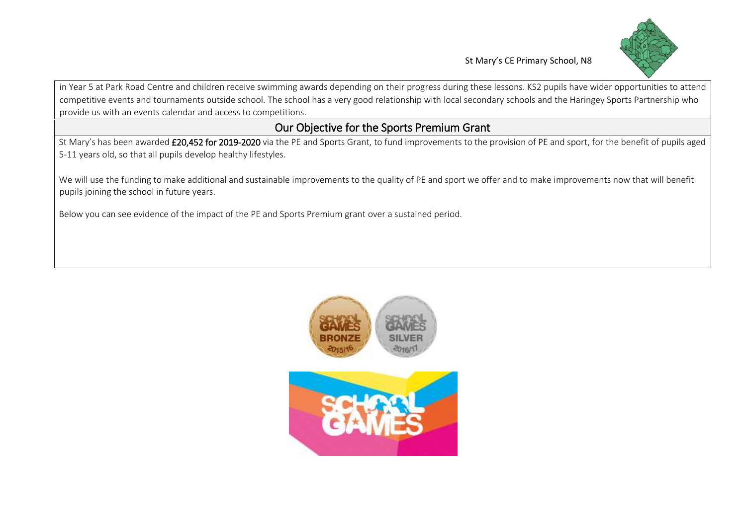in Year 5 at Park Road Centre and children receive swimming awards depending on their progress during these lessons. KS2 pupils have wider opportunities to attend competitive events and tournaments outside school. The school has a very good relationship with local secondary schools and the Haringey Sports Partnership who provide us with an events calendar and access to competitions.

## Our Objective for the Sports Premium Grant

St Mary's has been awarded **£20,452 for 2019-2020** via the PE and Sports Grant, to fund improvements to the provision of PE and sport, for the benefit of pupils aged 5-11 years old, so that all pupils develop healthy lifestyles.

We will use the funding to make additional and sustainable improvements to the quality of PE and sport we offer and to make improvements now that will benefit pupils joining the school in future years.

Below you can see evidence of the impact of the PE and Sports Premium grant over a sustained period.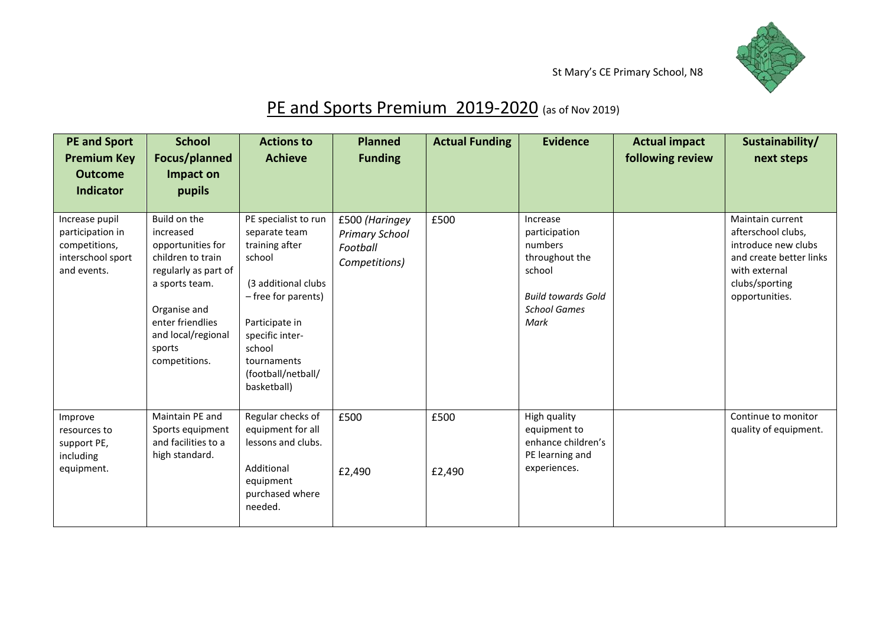St Mary's CE Primary School, N8

# PE and Sports Premium 2019-2020 (as of Nov 2019)

| PE and Sport Premium Key Outcome Indicator | School Focus/planned Impact on pupils | Actions to Achieve | Planned Funding | Actual Funding | Evidence | Actual impact following review | Sustainability/ next steps |
|---|---|---|---|---|---|---|---|
| Increase pupil participation in competitions, interschool sport and events. | Build on the increased opportunities for children to train regularly as part of a sports team.<br><br>Organise and enter friendlies and local/regional sports competitions. | PE specialist to run separate team training after school<br><br>(3 additional clubs – free for parents)<br><br>Participate in specific inter-school tournaments (football/netball/ basketball) | £500 *(Haringey Primary School Football Competitions)* | £500 | Increase participation numbers throughout the school<br><br>*Build towards Gold School Games Mark* | | Maintain current afterschool clubs, introduce new clubs and create better links with external clubs/sporting opportunities. |
| Improve resources to support PE, including equipment. | Maintain PE and Sports equipment and facilities to a high standard. | Regular checks of equipment for all lessons and clubs.<br><br>Additional equipment purchased where needed. | £500<br><br>£2,490 | £500<br><br>£2,490 | High quality equipment to enhance children's PE learning and experiences. | | Continue to monitor quality of equipment. |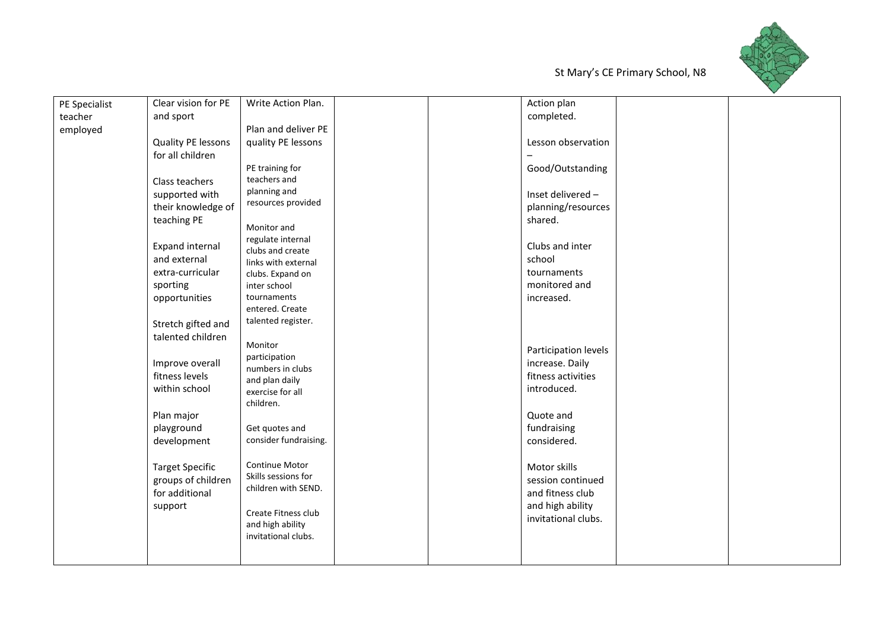| PE Specialist teacher employed | Clear vision for PE and sport<br><br>Quality PE lessons for all children<br><br>Class teachers supported with their knowledge of teaching PE<br><br>Expand internal and external extra-curricular sporting opportunities<br><br>Stretch gifted and talented children<br><br>Improve overall fitness levels within school<br><br>Plan major playground development<br><br>Target Specific groups of children for additional support | Write Action Plan.<br><br>Plan and deliver PE quality PE lessons<br><br>PE training for teachers and planning and resources provided<br><br>Monitor and regulate internal clubs and create links with external clubs. Expand on inter school tournaments entered. Create talented register.<br><br>Monitor participation numbers in clubs and plan daily exercise for all children.<br><br>Get quotes and consider fundraising.<br><br>Continue Motor Skills sessions for children with SEND.<br><br>Create Fitness club and high ability invitational clubs. | | | Action plan completed.<br><br>Lesson observation – Good/Outstanding<br><br>Inset delivered – planning/resources shared.<br><br>Clubs and inter school tournaments monitored and increased.<br><br>Participation levels increase. Daily fitness activities introduced.<br><br>Quote and fundraising considered.<br><br>Motor skills session continued and fitness club and high ability invitational clubs. | | |
|---|---|---|---|---|---|---|---|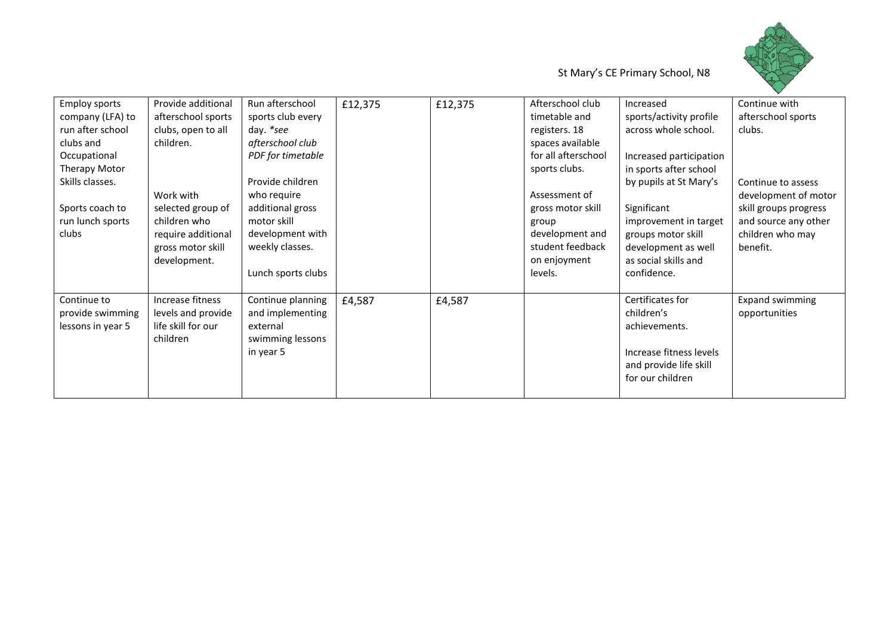St Mary's CE Primary School, N8

| | | | | | | | |
|---|---|---|---|---|---|---|---|
| Employ sports company (LFA) to run after school clubs and Occupational Therapy Motor Skills classes.<br><br>Sports coach to run lunch sports clubs | Provide additional afterschool sports clubs, open to all children.<br><br>Work with selected group of children who require additional gross motor skill development. | Run afterschool sports club every day. *see afterschool club PDF for timetable*<br><br>Provide children who require additional gross motor skill development with weekly classes.<br><br>Lunch sports clubs | £12,375 | £12,375 | Afterschool club timetable and registers. 18 spaces available for all afterschool sports clubs.<br><br>Assessment of gross motor skill group development and student feedback on enjoyment levels. | Increased sports/activity profile across whole school.<br><br>Increased participation in sports after school by pupils at St Mary's<br><br>Significant improvement in target groups motor skill development as well as social skills and confidence. | Continue with afterschool sports clubs.<br><br>Continue to assess development of motor skill groups progress and source any other children who may benefit. |
| Continue to provide swimming lessons in year 5 | Increase fitness levels and provide life skill for our children | Continue planning and implementing external swimming lessons in year 5 | £4,587 | £4,587 | | Certificates for children's achievements.<br><br>Increase fitness levels and provide life skill for our children | Expand swimming opportunities |